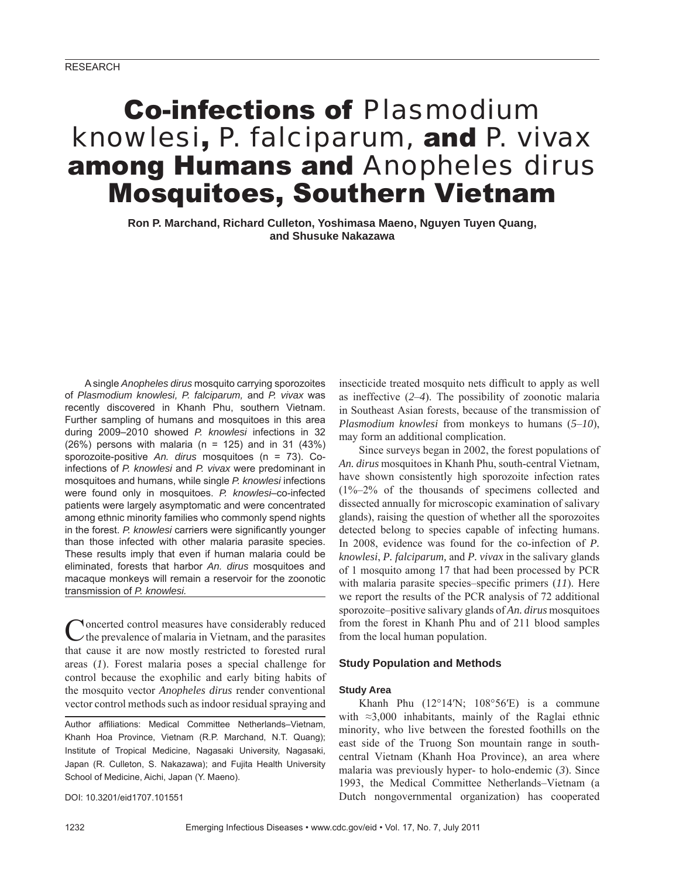# Co-infections of *Plasmodium knowlesi*, *P. falciparum*, and *P. vivax* among Humans and *Anopheles dirus* Mosquitoes, Southern Vietnam

**Ron P. Marchand, Richard Culleton, Yoshimasa Maeno, Nguyen Tuyen Quang, and Shusuke Nakazawa**

A single *Anopheles dirus* mosquito carrying sporozoites of *Plasmodium knowlesi, P. falciparum,* and *P. vivax* was recently discovered in Khanh Phu, southern Vietnam. Further sampling of humans and mosquitoes in this area during 2009–2010 showed *P. knowlesi* infections in 32 (26%) persons with malaria (n = 125) and in 31 (43%) sporozoite-positive *An. dirus* mosquitoes (n = 73). Co-infections of *P. knowlesi* and *P. vivax* were predominant in mosquitoes and humans, while single *P. knowlesi* infections were found only in mosquitoes. *P. knowlesi*–co-infected patients were largely asymptomatic and were concentrated among ethnic minority families who commonly spend nights in the forest. *P. knowlesi* carriers were significantly younger than those infected with other malaria parasite species. These results imply that even if human malaria could be eliminated, forests that harbor *An. dirus* mosquitoes and macaque monkeys will remain a reservoir for the zoonotic transmission of *P. knowlesi.*

Concerted control measures have considerably reduced the prevalence of malaria in Vietnam, and the parasites that cause it are now mostly restricted to forested rural areas (*1*). Forest malaria poses a special challenge for control because the exophilic and early biting habits of the mosquito vector *Anopheles dirus* render conventional vector control methods such as indoor residual spraying and insecticide treated mosquito nets difficult to apply as well as ineffective (*2*–*4*). The possibility of zoonotic malaria in Southeast Asian forests, because of the transmission of *Plasmodium knowlesi* from monkeys to humans (*5*–*10*), may form an additional complication.

Since surveys began in 2002, the forest populations of *An. dirus* mosquitoes in Khanh Phu, south-central Vietnam, have shown consistently high sporozoite infection rates (1%–2% of the thousands of specimens collected and dissected annually for microscopic examination of salivary glands), raising the question of whether all the sporozoites detected belong to species capable of infecting humans. In 2008, evidence was found for the co-infection of *P. knowlesi*, *P. falciparum,* and *P. vivax* in the salivary glands of 1 mosquito among 17 that had been processed by PCR with malaria parasite species–specific primers (*11*). Here we report the results of the PCR analysis of 72 additional sporozoite–positive salivary glands of *An. dirus* mosquitoes from the forest in Khanh Phu and of 211 blood samples from the local human population.

Author affiliations: Medical Committee Netherlands–Vietnam, Khanh Hoa Province, Vietnam (R.P. Marchand, N.T. Quang); Institute of Tropical Medicine, Nagasaki University, Nagasaki, Japan (R. Culleton, S. Nakazawa); and Fujita Health University School of Medicine, Aichi, Japan (Y. Maeno).

DOI: 10.3201/eid1707.101551

## Study Population and Methods

### Study Area

Khanh Phu (12°14′N; 108°56′E) is a commune with ≈3,000 inhabitants, mainly of the Raglai ethnic minority, who live between the forested foothills on the east side of the Truong Son mountain range in south-central Vietnam (Khanh Hoa Province), an area where malaria was previously hyper- to holo-endemic (*3*). Since 1993, the Medical Committee Netherlands–Vietnam (a Dutch nongovernmental organization) has cooperated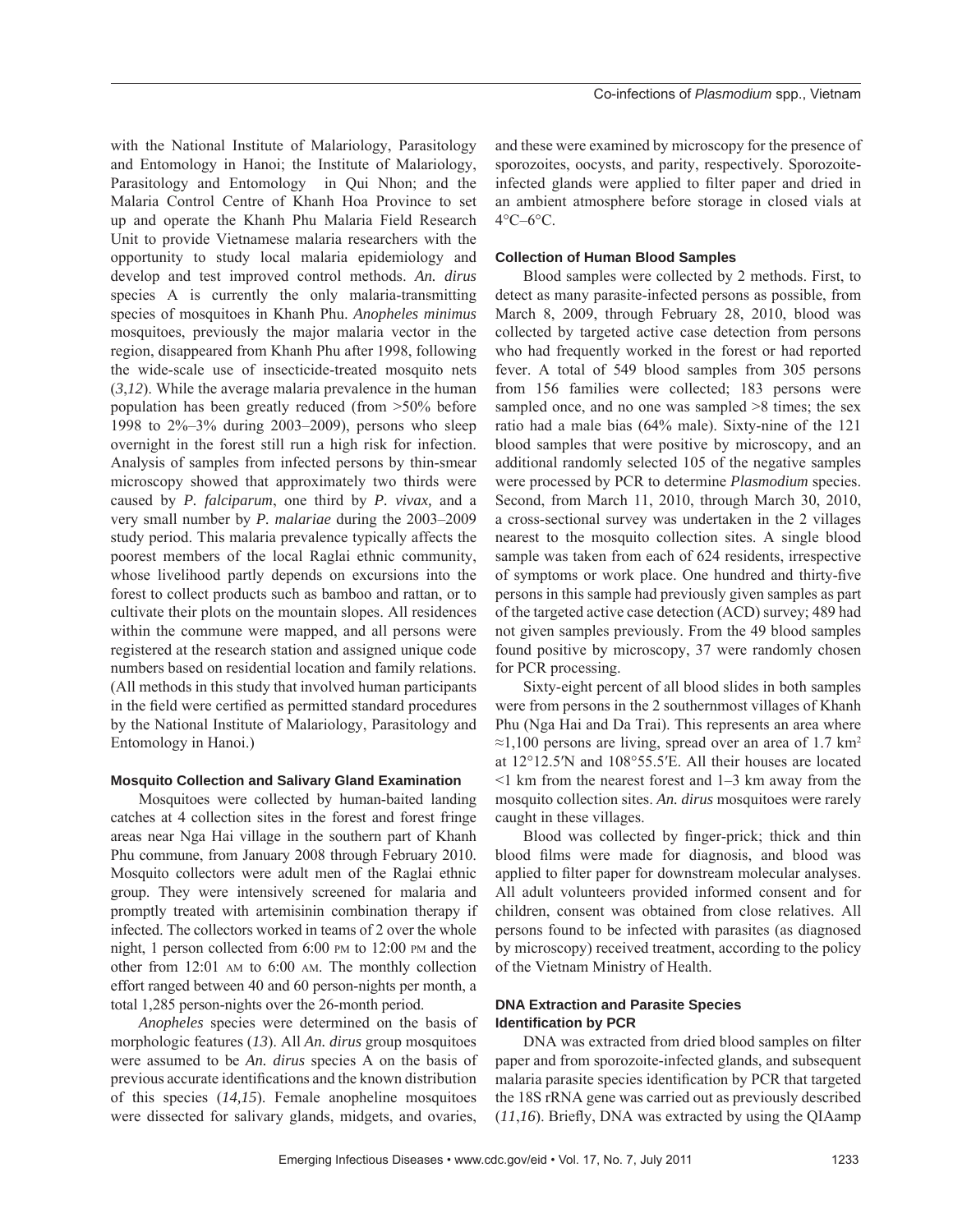with the National Institute of Malariology, Parasitology and Entomology in Hanoi; the Institute of Malariology, Parasitology and Entomology in Qui Nhon; and the Malaria Control Centre of Khanh Hoa Province to set up and operate the Khanh Phu Malaria Field Research Unit to provide Vietnamese malaria researchers with the opportunity to study local malaria epidemiology and develop and test improved control methods. *An. dirus* species A is currently the only malaria-transmitting species of mosquitoes in Khanh Phu. *Anopheles minimus* mosquitoes, previously the major malaria vector in the region, disappeared from Khanh Phu after 1998, following the wide-scale use of insecticide-treated mosquito nets (*3*,*12*). While the average malaria prevalence in the human population has been greatly reduced (from >50% before 1998 to 2%–3% during 2003–2009), persons who sleep overnight in the forest still run a high risk for infection. Analysis of samples from infected persons by thin-smear microscopy showed that approximately two thirds were caused by *P. falciparum*, one third by *P. vivax,* and a very small number by *P. malariae* during the 2003–2009 study period. This malaria prevalence typically affects the poorest members of the local Raglai ethnic community, whose livelihood partly depends on excursions into the forest to collect products such as bamboo and rattan, or to cultivate their plots on the mountain slopes. All residences within the commune were mapped, and all persons were registered at the research station and assigned unique code numbers based on residential location and family relations. (All methods in this study that involved human participants in the field were certified as permitted standard procedures by the National Institute of Malariology, Parasitology and Entomology in Hanoi.)

#### Mosquito Collection and Salivary Gland Examination

Mosquitoes were collected by human-baited landing catches at 4 collection sites in the forest and forest fringe areas near Nga Hai village in the southern part of Khanh Phu commune, from January 2008 through February 2010. Mosquito collectors were adult men of the Raglai ethnic group. They were intensively screened for malaria and promptly treated with artemisinin combination therapy if infected. The collectors worked in teams of 2 over the whole night, 1 person collected from 6:00 PM to 12:00 PM and the other from 12:01 AM to 6:00 AM. The monthly collection effort ranged between 40 and 60 person-nights per month, a total 1,285 person-nights over the 26-month period.

*Anopheles* species were determined on the basis of morphologic features (*13*). All *An. dirus* group mosquitoes were assumed to be *An. dirus* species A on the basis of previous accurate identifications and the known distribution of this species (*14,15*). Female anopheline mosquitoes were dissected for salivary glands, midgets, and ovaries, and these were examined by microscopy for the presence of sporozoites, oocysts, and parity, respectively. Sporozoite-infected glands were applied to filter paper and dried in an ambient atmosphere before storage in closed vials at 4°C–6°C.

#### Collection of Human Blood Samples

Blood samples were collected by 2 methods. First, to detect as many parasite-infected persons as possible, from March 8, 2009, through February 28, 2010, blood was collected by targeted active case detection from persons who had frequently worked in the forest or had reported fever. A total of 549 blood samples from 305 persons from 156 families were collected; 183 persons were sampled once, and no one was sampled >8 times; the sex ratio had a male bias (64% male). Sixty-nine of the 121 blood samples that were positive by microscopy, and an additional randomly selected 105 of the negative samples were processed by PCR to determine *Plasmodium* species. Second, from March 11, 2010, through March 30, 2010, a cross-sectional survey was undertaken in the 2 villages nearest to the mosquito collection sites. A single blood sample was taken from each of 624 residents, irrespective of symptoms or work place. One hundred and thirty-five persons in this sample had previously given samples as part of the targeted active case detection (ACD) survey; 489 had not given samples previously. From the 49 blood samples found positive by microscopy, 37 were randomly chosen for PCR processing.

Sixty-eight percent of all blood slides in both samples were from persons in the 2 southernmost villages of Khanh Phu (Nga Hai and Da Trai). This represents an area where ≈1,100 persons are living, spread over an area of 1.7 km$^2$ at 12°12.5′N and 108°55.5′E. All their houses are located <1 km from the nearest forest and 1–3 km away from the mosquito collection sites. *An. dirus* mosquitoes were rarely caught in these villages.

Blood was collected by finger-prick; thick and thin blood films were made for diagnosis, and blood was applied to filter paper for downstream molecular analyses. All adult volunteers provided informed consent and for children, consent was obtained from close relatives. All persons found to be infected with parasites (as diagnosed by microscopy) received treatment, according to the policy of the Vietnam Ministry of Health.

#### DNA Extraction and Parasite Species Identification by PCR

DNA was extracted from dried blood samples on filter paper and from sporozoite-infected glands, and subsequent malaria parasite species identification by PCR that targeted the 18S rRNA gene was carried out as previously described (*11*,*16*). Briefly, DNA was extracted by using the QIAamp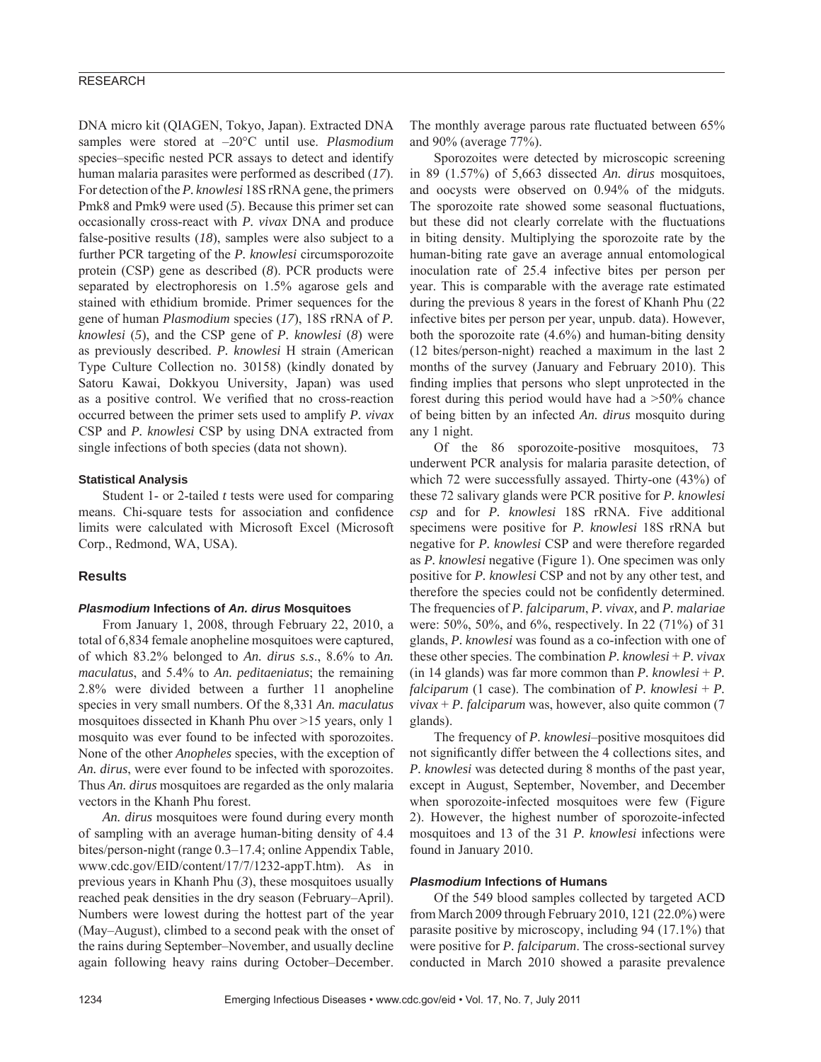DNA micro kit (QIAGEN, Tokyo, Japan). Extracted DNA samples were stored at –20°C until use. *Plasmodium* species–specific nested PCR assays to detect and identify human malaria parasites were performed as described (*17*). For detection of the *P. knowlesi* 18S rRNA gene, the primers Pmk8 and Pmk9 were used (*5*). Because this primer set can occasionally cross-react with *P. vivax* DNA and produce false-positive results (*18*), samples were also subject to a further PCR targeting of the *P. knowlesi* circumsporozoite protein (CSP) gene as described (*8*). PCR products were separated by electrophoresis on 1.5% agarose gels and stained with ethidium bromide. Primer sequences for the gene of human *Plasmodium* species (*17*), 18S rRNA of *P. knowlesi* (*5*), and the CSP gene of *P. knowlesi* (*8*) were as previously described. *P. knowlesi* H strain (American Type Culture Collection no. 30158) (kindly donated by Satoru Kawai, Dokkyou University, Japan) was used as a positive control. We verified that no cross-reaction occurred between the primer sets used to amplify *P. vivax* CSP and *P. knowlesi* CSP by using DNA extracted from single infections of both species (data not shown).

#### Statistical Analysis

Student 1- or 2-tailed *t* tests were used for comparing means. Chi-square tests for association and confidence limits were calculated with Microsoft Excel (Microsoft Corp., Redmond, WA, USA).

## Results

### *Plasmodium* Infections of *An. dirus* Mosquitoes

From January 1, 2008, through February 22, 2010, a total of 6,834 female anopheline mosquitoes were captured, of which 83.2% belonged to *An. dirus s.s*., 8.6% to *An. maculatus*, and 5.4% to *An. peditaeniatus*; the remaining 2.8% were divided between a further 11 anopheline species in very small numbers. Of the 8,331 *An. maculatus* mosquitoes dissected in Khanh Phu over >15 years, only 1 mosquito was ever found to be infected with sporozoites. None of the other *Anopheles* species, with the exception of *An. dirus*, were ever found to be infected with sporozoites. Thus *An. dirus* mosquitoes are regarded as the only malaria vectors in the Khanh Phu forest.

*An. dirus* mosquitoes were found during every month of sampling with an average human-biting density of 4.4 bites/person-night (range 0.3–17.4; online Appendix Table, www.cdc.gov/EID/content/17/7/1232-appT.htm). As in previous years in Khanh Phu (*3*), these mosquitoes usually reached peak densities in the dry season (February–April). Numbers were lowest during the hottest part of the year (May–August), climbed to a second peak with the onset of the rains during September–November, and usually decline again following heavy rains during October–December. The monthly average parous rate fluctuated between 65% and 90% (average 77%).

Sporozoites were detected by microscopic screening in 89 (1.57%) of 5,663 dissected *An. dirus* mosquitoes, and oocysts were observed on 0.94% of the midguts. The sporozoite rate showed some seasonal fluctuations, but these did not clearly correlate with the fluctuations in biting density. Multiplying the sporozoite rate by the human-biting rate gave an average annual entomological inoculation rate of 25.4 infective bites per person per year. This is comparable with the average rate estimated during the previous 8 years in the forest of Khanh Phu (22 infective bites per person per year, unpub. data). However, both the sporozoite rate (4.6%) and human-biting density (12 bites/person-night) reached a maximum in the last 2 months of the survey (January and February 2010). This finding implies that persons who slept unprotected in the forest during this period would have had a >50% chance of being bitten by an infected *An. dirus* mosquito during any 1 night.

Of the 86 sporozoite-positive mosquitoes, 73 underwent PCR analysis for malaria parasite detection, of which 72 were successfully assayed. Thirty-one (43%) of these 72 salivary glands were PCR positive for *P. knowlesi csp* and for *P. knowlesi* 18S rRNA. Five additional specimens were positive for *P. knowlesi* 18S rRNA but negative for *P. knowlesi* CSP and were therefore regarded as *P. knowlesi* negative (Figure 1). One specimen was only positive for *P. knowlesi* CSP and not by any other test, and therefore the species could not be confidently determined. The frequencies of *P. falciparum*, *P. vivax*, and *P. malariae* were: 50%, 50%, and 6%, respectively. In 22 (71%) of 31 glands, *P. knowlesi* was found as a co-infection with one of these other species. The combination *P. knowlesi* + *P. vivax* (in 14 glands) was far more common than *P. knowlesi* + *P. falciparum* (1 case). The combination of *P. knowlesi* + *P. vivax* + *P. falciparum* was, however, also quite common (7 glands).

The frequency of *P. knowlesi*–positive mosquitoes did not significantly differ between the 4 collections sites, and *P. knowlesi* was detected during 8 months of the past year, except in August, September, November, and December when sporozoite-infected mosquitoes were few (Figure 2). However, the highest number of sporozoite-infected mosquitoes and 13 of the 31 *P. knowlesi* infections were found in January 2010.

### *Plasmodium* Infections of Humans

Of the 549 blood samples collected by targeted ACD from March 2009 through February 2010, 121 (22.0%) were parasite positive by microscopy, including 94 (17.1%) that were positive for *P. falciparum*. The cross-sectional survey conducted in March 2010 showed a parasite prevalence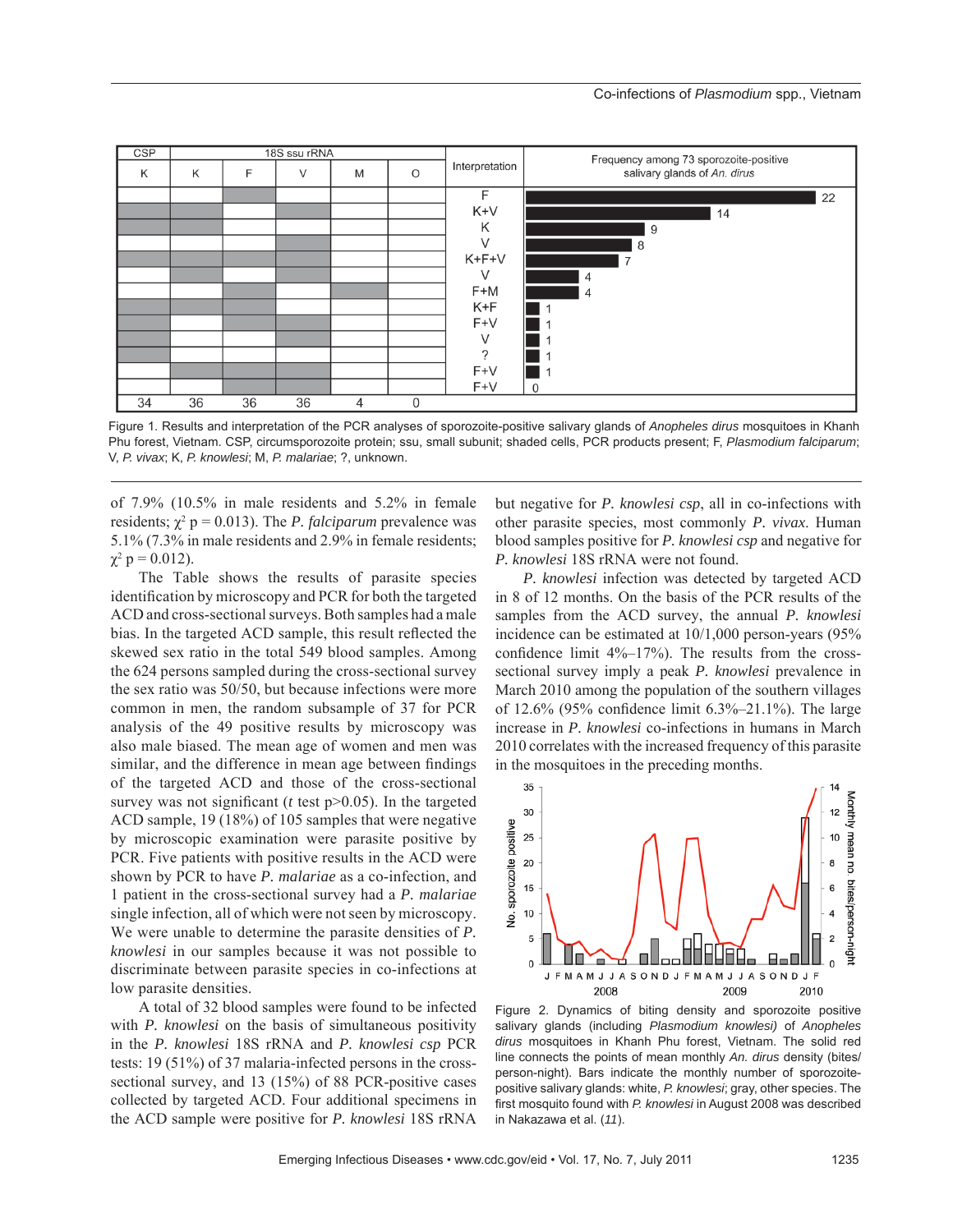| CSP | 18S ssu rRNA | | | | | Interpretation | Frequency among 73 sporozoite-positive salivary glands of *An. dirus* |
|---|---|---|---|---|---|---|---|
| K | K | F | V | M | O | | |
| | | + | | | | F | 22 |
| + | + | | + | | | K+V | 14 |
| + | + | | | | | K | 9 |
| | | | + | | | V | 8 |
| + | + | + | + | | | K+F+V | 7 |
| | + | | + | | | V | 4 |
| | | + | | + | | F+M | 4 |
| + | + | + | | | | K+F | 1 |
| + | | + | + | | | F+V | 1 |
| + | | | + | | | V | 1 |
| + | | | | | | ? | 1 |
| | + | + | + | | | F+V | 1 |
| | | + | + | | | F+V | 0 |
| 34 | 36 | 36 | 36 | 4 | 0 | | |

Figure 1. Results and interpretation of the PCR analyses of sporozoite-positive salivary glands of *Anopheles dirus* mosquitoes in Khanh Phu forest, Vietnam. CSP, circumsporozoite protein; ssu, small subunit; shaded cells, PCR products present; F, *Plasmodium falciparum*; V, *P. vivax*; K, *P. knowlesi*; M, *P. malariae*; ?, unknown.

of 7.9% (10.5% in male residents and 5.2% in female residents; $\chi^2$ p = 0.013). The *P. falciparum* prevalence was 5.1% (7.3% in male residents and 2.9% in female residents; $\chi^2$ p = 0.012).

The Table shows the results of parasite species identification by microscopy and PCR for both the targeted ACD and cross-sectional surveys. Both samples had a male bias. In the targeted ACD sample, this result reflected the skewed sex ratio in the total 549 blood samples. Among the 624 persons sampled during the cross-sectional survey the sex ratio was 50/50, but because infections were more common in men, the random subsample of 37 for PCR analysis of the 49 positive results by microscopy was also male biased. The mean age of women and men was similar, and the difference in mean age between findings of the targeted ACD and those of the cross-sectional survey was not significant (*t* test p>0.05). In the targeted ACD sample, 19 (18%) of 105 samples that were negative by microscopic examination were parasite positive by PCR. Five patients with positive results in the ACD were shown by PCR to have *P. malariae* as a co-infection, and 1 patient in the cross-sectional survey had a *P. malariae* single infection, all of which were not seen by microscopy. We were unable to determine the parasite densities of *P. knowlesi* in our samples because it was not possible to discriminate between parasite species in co-infections at low parasite densities.

A total of 32 blood samples were found to be infected with *P. knowlesi* on the basis of simultaneous positivity in the *P. knowlesi* 18S rRNA and *P. knowlesi csp* PCR tests: 19 (51%) of 37 malaria-infected persons in the cross-sectional survey, and 13 (15%) of 88 PCR-positive cases collected by targeted ACD. Four additional specimens in the ACD sample were positive for *P. knowlesi* 18S rRNA but negative for *P. knowlesi csp*, all in co-infections with other parasite species, most commonly *P. vivax*. Human blood samples positive for *P. knowlesi csp* and negative for *P. knowlesi* 18S rRNA were not found.

*P. knowlesi* infection was detected by targeted ACD in 8 of 12 months. On the basis of the PCR results of the samples from the ACD survey, the annual *P. knowlesi* incidence can be estimated at 10/1,000 person-years (95% confidence limit 4%–17%). The results from the cross-sectional survey imply a peak *P. knowlesi* prevalence in March 2010 among the population of the southern villages of 12.6% (95% confidence limit 6.3%–21.1%). The large increase in *P. knowlesi* co-infections in humans in March 2010 correlates with the increased frequency of this parasite in the mosquitoes in the preceding months.

Figure 2. Dynamics of biting density and sporozoite positive salivary glands (including *Plasmodium knowlesi)* of *Anopheles dirus* mosquitoes in Khanh Phu forest, Vietnam. The solid red line connects the points of mean monthly *An. dirus* density (bites/person-night). Bars indicate the monthly number of sporozoite-positive salivary glands: white, *P. knowlesi*; gray, other species. The first mosquito found with *P. knowlesi* in August 2008 was described in Nakazawa et al. (*11*).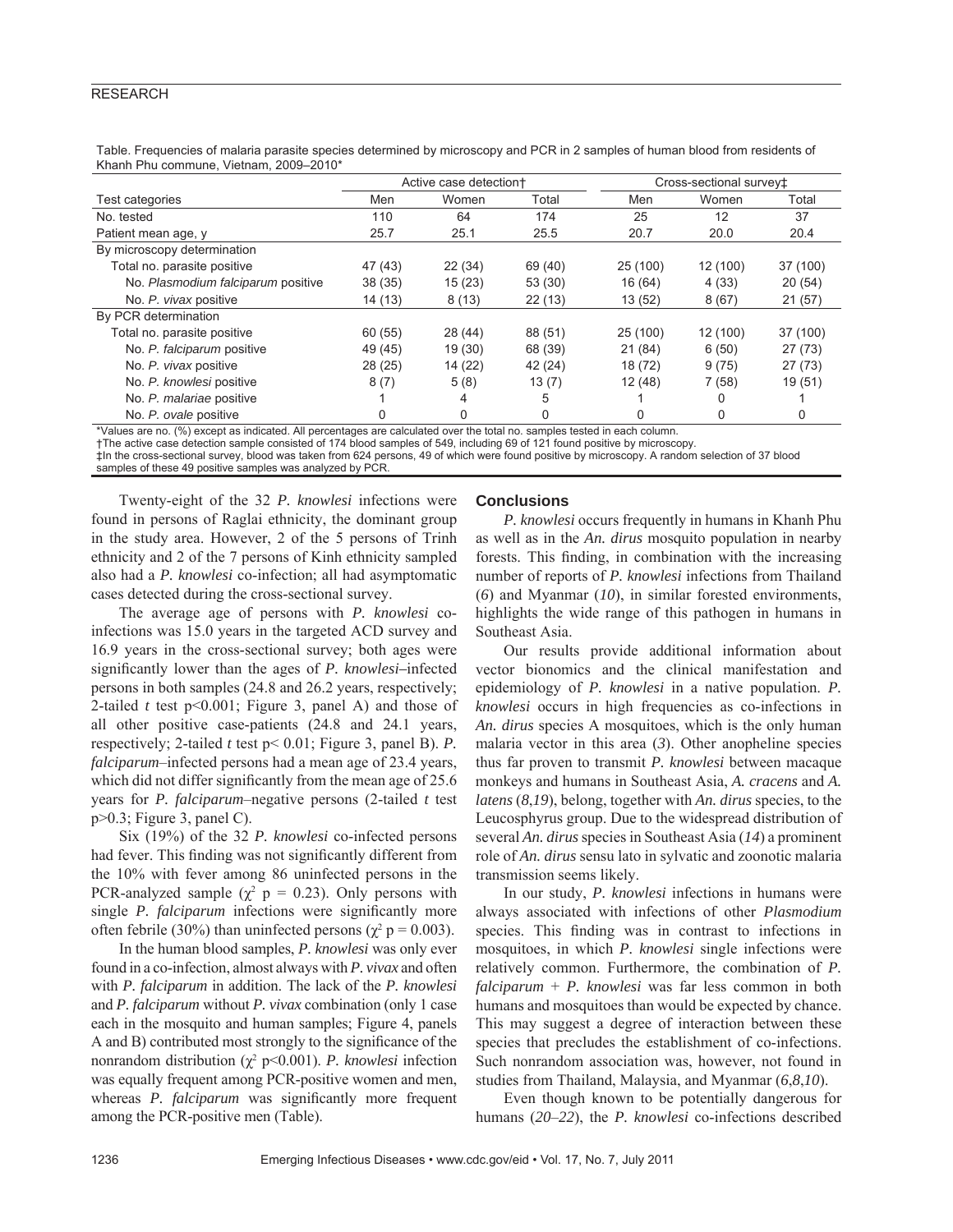Table. Frequencies of malaria parasite species determined by microscopy and PCR in 2 samples of human blood from residents of Khanh Phu commune, Vietnam, 2009–2010*

| Test categories | Active case detection† | | | Cross-sectional survey‡ | | |
|---|---|---|---|---|---|---|
| | Men | Women | Total | Men | Women | Total |
| No. tested | 110 | 64 | 174 | 25 | 12 | 37 |
| Patient mean age, y | 25.7 | 25.1 | 25.5 | 20.7 | 20.0 | 20.4 |
| By microscopy determination | | | | | | |
| Total no. parasite positive | 47 (43) | 22 (34) | 69 (40) | 25 (100) | 12 (100) | 37 (100) |
| No. *Plasmodium falciparum* positive | 38 (35) | 15 (23) | 53 (30) | 16 (64) | 4 (33) | 20 (54) |
| No. *P. vivax* positive | 14 (13) | 8 (13) | 22 (13) | 13 (52) | 8 (67) | 21 (57) |
| By PCR determination | | | | | | |
| Total no. parasite positive | 60 (55) | 28 (44) | 88 (51) | 25 (100) | 12 (100) | 37 (100) |
| No. *P. falciparum* positive | 49 (45) | 19 (30) | 68 (39) | 21 (84) | 6 (50) | 27 (73) |
| No. *P. vivax* positive | 28 (25) | 14 (22) | 42 (24) | 18 (72) | 9 (75) | 27 (73) |
| No. *P. knowlesi* positive | 8 (7) | 5 (8) | 13 (7) | 12 (48) | 7 (58) | 19 (51) |
| No. *P. malariae* positive | 1 | 4 | 5 | 1 | 0 | 1 |
| No. *P. ovale* positive | 0 | 0 | 0 | 0 | 0 | 0 |

*Values are no. (%) except as indicated. All percentages are calculated over the total no. samples tested in each column.
†The active case detection sample consisted of 174 blood samples of 549, including 69 of 121 found positive by microscopy.
‡In the cross-sectional survey, blood was taken from 624 persons, 49 of which were found positive by microscopy. A random selection of 37 blood samples of these 49 positive samples was analyzed by PCR.

Twenty-eight of the 32 *P. knowlesi* infections were found in persons of Raglai ethnicity, the dominant group in the study area. However, 2 of the 5 persons of Trinh ethnicity and 2 of the 7 persons of Kinh ethnicity sampled also had a *P. knowlesi* co-infection; all had asymptomatic cases detected during the cross-sectional survey.

The average age of persons with *P. knowlesi* co-infections was 15.0 years in the targeted ACD survey and 16.9 years in the cross-sectional survey; both ages were significantly lower than the ages of *P. knowlesi*–infected persons in both samples (24.8 and 26.2 years, respectively; 2-tailed *t* test $p<0.001$; Figure 3, panel A) and those of all other positive case-patients (24.8 and 24.1 years, respectively; 2-tailed *t* test $p< 0.01$; Figure 3, panel B). *P. falciparum*–infected persons had a mean age of 23.4 years, which did not differ significantly from the mean age of 25.6 years for *P. falciparum*–negative persons (2-tailed *t* test $p>0.3$; Figure 3, panel C).

Six (19%) of the 32 *P. knowlesi* co-infected persons had fever. This finding was not significantly different from the 10% with fever among 86 uninfected persons in the PCR-analyzed sample ($\chi^2$ $p = 0.23$). Only persons with single *P. falciparum* infections were significantly more often febrile (30%) than uninfected persons ($\chi^2$ $p = 0.003$).

In the human blood samples, *P. knowlesi* was only ever found in a co-infection, almost always with *P. vivax* and often with *P. falciparum* in addition. The lack of the *P. knowlesi* and *P. falciparum* without *P. vivax* combination (only 1 case each in the mosquito and human samples; Figure 4, panels A and B) contributed most strongly to the significance of the nonrandom distribution ($\chi^2$ $p<0.001$). *P. knowlesi* infection was equally frequent among PCR-positive women and men, whereas *P. falciparum* was significantly more frequent among the PCR-positive men (Table).

## Conclusions

*P. knowlesi* occurs frequently in humans in Khanh Phu as well as in the *An. dirus* mosquito population in nearby forests. This finding, in combination with the increasing number of reports of *P. knowlesi* infections from Thailand (*6*) and Myanmar (*10*), in similar forested environments, highlights the wide range of this pathogen in humans in Southeast Asia.

Our results provide additional information about vector bionomics and the clinical manifestation and epidemiology of *P. knowlesi* in a native population. *P. knowlesi* occurs in high frequencies as co-infections in *An. dirus* species A mosquitoes, which is the only human malaria vector in this area (*3*). Other anopheline species thus far proven to transmit *P. knowlesi* between macaque monkeys and humans in Southeast Asia, *A. cracens* and *A. latens* (*8*,*19*), belong, together with *An. dirus* species, to the Leucosphyrus group. Due to the widespread distribution of several *An. dirus* species in Southeast Asia (*14*) a prominent role of *An. dirus* sensu lato in sylvatic and zoonotic malaria transmission seems likely.

In our study, *P. knowlesi* infections in humans were always associated with infections of other *Plasmodium* species. This finding was in contrast to infections in mosquitoes, in which *P. knowlesi* single infections were relatively common. Furthermore, the combination of *P. falciparum* + *P. knowlesi* was far less common in both humans and mosquitoes than would be expected by chance. This may suggest a degree of interaction between these species that precludes the establishment of co-infections. Such nonrandom association was, however, not found in studies from Thailand, Malaysia, and Myanmar (*6*,*8*,*10*).

Even though known to be potentially dangerous for humans (*20*–*22*), the *P. knowlesi* co-infections described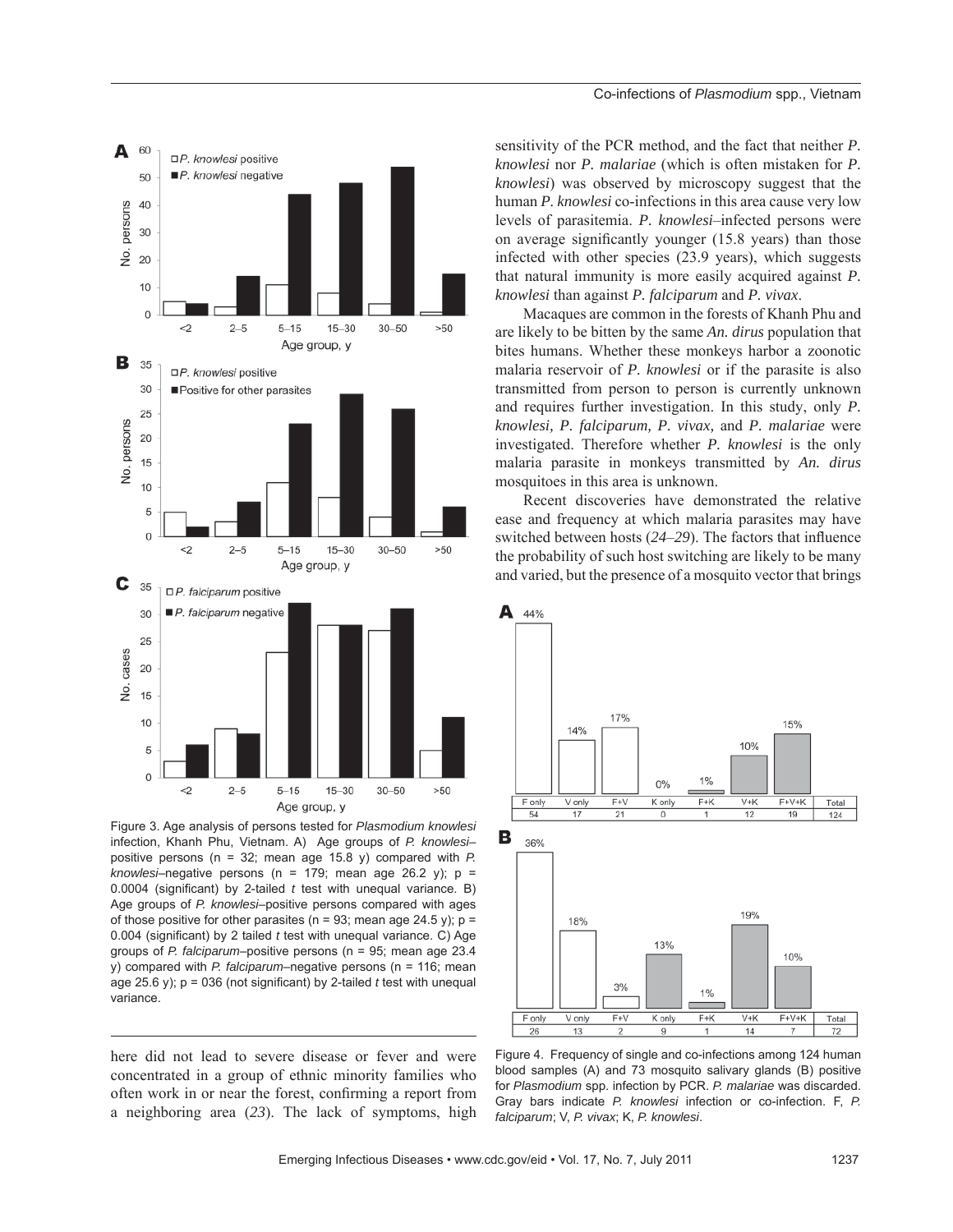Figure 3. Age analysis of persons tested for *Plasmodium knowlesi* infection, Khanh Phu, Vietnam. A) Age groups of *P. knowlesi*–positive persons (n = 32; mean age 15.8 y) compared with *P. knowlesi*–negative persons (n = 179; mean age 26.2 y); p = 0.0004 (significant) by 2-tailed *t* test with unequal variance. B) Age groups of *P. knowlesi*–positive persons compared with ages of those positive for other parasites (n = 93; mean age 24.5 y); p = 0.004 (significant) by 2 tailed *t* test with unequal variance. C) Age groups of *P. falciparum*–positive persons (n = 95; mean age 23.4 y) compared with *P. falciparum*–negative persons (n = 116; mean age 25.6 y); p = 036 (not significant) by 2-tailed *t* test with unequal variance.

here did not lead to severe disease or fever and were concentrated in a group of ethnic minority families who often work in or near the forest, confirming a report from a neighboring area (*23*). The lack of symptoms, high sensitivity of the PCR method, and the fact that neither *P. knowlesi* nor *P. malariae* (which is often mistaken for *P. knowlesi*) was observed by microscopy suggest that the human *P. knowlesi* co-infections in this area cause very low levels of parasitemia. *P. knowlesi*–infected persons were on average significantly younger (15.8 years) than those infected with other species (23.9 years), which suggests that natural immunity is more easily acquired against *P. knowlesi* than against *P. falciparum* and *P. vivax*.

Macaques are common in the forests of Khanh Phu and are likely to be bitten by the same *An. dirus* population that bites humans. Whether these monkeys harbor a zoonotic malaria reservoir of *P. knowlesi* or if the parasite is also transmitted from person to person is currently unknown and requires further investigation. In this study, only *P. knowlesi, P. falciparum, P. vivax,* and *P. malariae* were investigated. Therefore whether *P. knowlesi* is the only malaria parasite in monkeys transmitted by *An. dirus* mosquitoes in this area is unknown.

Recent discoveries have demonstrated the relative ease and frequency at which malaria parasites may have switched between hosts (*24–29*). The factors that influence the probability of such host switching are likely to be many and varied, but the presence of a mosquito vector that brings

| | F only | V only | F+V | K only | F+K | V+K | F+V+K | Total |
|---|---|---|---|---|---|---|---|---|
| A (%) | 44% | 14% | 17% | 0% | 1% | 10% | 15% | |
| A (n) | 54 | 17 | 21 | 0 | 1 | 12 | 19 | 124 |
| B (%) | 36% | 18% | 3% | 13% | 1% | 19% | 10% | |
| B (n) | 26 | 13 | 2 | 9 | 1 | 14 | 7 | 72 |

Figure 4. Frequency of single and co-infections among 124 human blood samples (A) and 73 mosquito salivary glands (B) positive for *Plasmodium* spp. infection by PCR. *P. malariae* was discarded. Gray bars indicate *P. knowlesi* infection or co-infection. F, *P. falciparum*; V, *P. vivax*; K, *P. knowlesi*.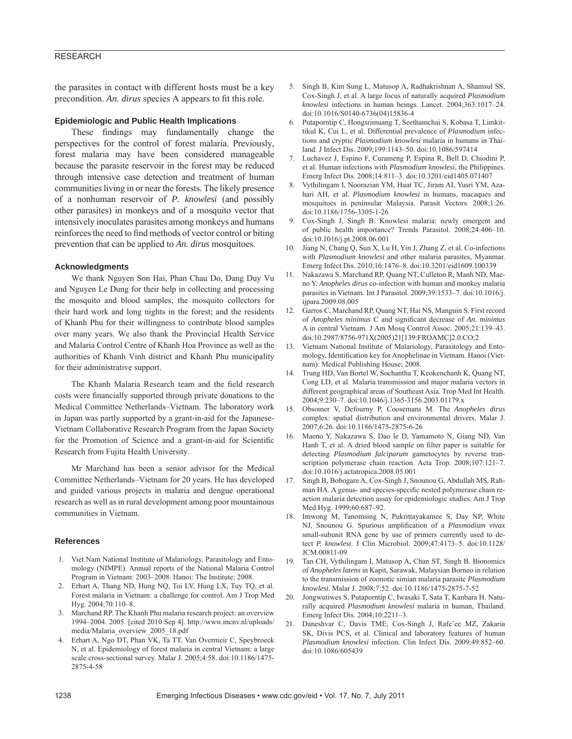the parasites in contact with different hosts must be a key precondition. *An. dirus* species A appears to fit this role.

### Epidemiologic and Public Health Implications

These findings may fundamentally change the perspectives for the control of forest malaria. Previously, forest malaria may have been considered manageable because the parasite reservoir in the forest may be reduced through intensive case detection and treatment of human communities living in or near the forests. The likely presence of a nonhuman reservoir of *P. knowlesi* (and possibly other parasites) in monkeys and of a mosquito vector that intensively inoculates parasites among monkeys and humans reinforces the need to find methods of vector control or biting prevention that can be applied to *An. dirus* mosquitoes.

### Acknowledgments

We thank Nguyen Son Hai, Phan Chau Do, Dang Duy Vu and Nguyen Le Dung for their help in collecting and processing the mosquito and blood samples; the mosquito collectors for their hard work and long nights in the forest; and the residents of Khanh Phu for their willingness to contribute blood samples over many years. We also thank the Provincial Health Service and Malaria Control Centre of Khanh Hoa Province as well as the authorities of Khanh Vinh district and Khanh Phu municipality for their administrative support.

The Khanh Malaria Research team and the field research costs were financially supported through private donations to the Medical Committee Netherlands–Vietnam. The laboratory work in Japan was partly supported by a grant-in-aid for the Japanese-Vietnam Collaborative Research Program from the Japan Society for the Promotion of Science and a grant-in-aid for Scientific Research from Fujita Health University.

Mr Marchand has been a senior advisor for the Medical Committee Netherlands–Vietnam for 20 years. He has developed and guided various projects in malaria and dengue operational research as well as in rural development among poor mountainous communities in Vietnam.

### References

1. Viet Nam National Institute of Malariology, Parasitology and Entomology (NIMPE). Annual reports of the National Malaria Control Program in Vietnam: 2003–2008. Hanoi: The Institute; 2008.
2. Erhart A, Thang ND, Hung NQ, Toi LV, Hung LX, Tuy TQ, et al. Forest malaria in Vietnam: a challenge for control. Am J Trop Med Hyg. 2004;70:110–8.
3. Marchand RP. The Khanh Phu malaria research project: an overview 1994–2004. 2005. [cited 2010 Sep 4]. http://www.mcnv.nl/uploads/media/Malaria_overview_2005_18.pdf
4. Erhart A, Ngo DT, Phan VK, Ta TT, Van Overmeir C, Speybroeck N, et al. Epidemiology of forest malaria in central Vietnam: a large scale cross-sectional survey. Malar J. 2005;4:58. doi:10.1186/1475-2875-4-58
5. Singh B, Kim Sung L, Matusop A, Radhakrishnan A, Shamsul SS, Cox-Singh J, et al. A large focus of naturally acquired *Plasmodium knowlesi* infections in human beings. Lancet. 2004;363:1017–24. doi:10.1016/S0140-6736(04)15836-4
6. Putaporntip C, Hongsrimuang T, Seethamchai S, Kobasa T, Limkittikul K, Cui L, et al. Differential prevalence of *Plasmodium* infections and cryptic *Plasmodium knowlesi* malaria in humans in Thailand. J Infect Dis. 2009;199:1143–50. doi:10.1086/597414
7. Luchavez J, Espino F, Curameng P, Espina R, Bell D, Chiodini P, et al. Human infections with *Plasmodium knowlesi*, the Philippines. Emerg Infect Dis. 2008;14:811–3. doi:10.3201/eid1405.071407
8. Vythilingam I, Noorazian YM, Huat TC, Jiram AI, Yusri YM, Azahari AH, et al. *Plasmodium knowlesi* in humans, macaques and mosquitoes in peninsular Malaysia. Parasit Vectors. 2008;1:26. doi:10.1186/1756-3305-1-26
9. Cox-Singh J, Singh B. Knowlesi malaria: newly emergent and of public health importance? Trends Parasitol. 2008;24:406–10. doi:10.1016/j.pt.2008.06.001
10. Jiang N, Chang Q, Sun X, Lu H, Yin J, Zhang Z, et al. Co-infections with *Plasmodium knowlesi* and other malaria parasites, Myanmar. Emerg Infect Dis. 2010;16:1476–8. doi:10.3201/eid1609.100339
11. Nakazawa S, Marchand RP, Quang NT, Culleton R, Manh ND, Maeno Y. *Anopheles dirus* co-infection with human and monkey malaria parasites in Vietnam. Int J Parasitol. 2009;39:1533–7. doi:10.1016/j.ijpara.2009.08.005
12. Garros C, Marchand RP, Quang NT, Hai NS, Manguin S. First record of *Anopheles minimus* C and significant decrease of *An. minimus* A in central Vietnam. J Am Mosq Control Assoc. 2005;21:139–43. doi:10.2987/8756-971X(2005)21[139:FROAMC]2.0.CO;2
13. Vietnam National Institute of Malariology, Parasitology and Entomology. Identification key for Anophelinae in Vietnam. Hanoi (Vietnam): Medical Publishing House; 2008.
14. Trung HD, Van Bortel W, Sochantha T, Keokenchanh K, Quang NT, Cong LD, et al. Malaria transmission and major malaria vectors in different geographical areas of Southeast Asia. Trop Med Int Health. 2004;9:230–7. doi:10.1046/j.1365-3156.2003.01179.x
15. Obsomer V, Defourny P, Coosemans M. The *Anopheles dirus* complex: spatial distribution and environmental drivers. Malar J. 2007;6:26. doi:10.1186/1475-2875-6-26
16. Maeno Y, Nakazawa S, Dao le D, Yamamoto N, Giang ND, Van Hanh T, et al. A dried blood sample on filter paper is suitable for detecting *Plasmodium falciparum* gametocytes by reverse transcription polymerase chain reaction. Acta Trop. 2008;107:121–7. doi:10.1016/j.actatropica.2008.05.001
17. Singh B, Bobogare A, Cox-Singh J, Snounou G, Abdullah MS, Rahman HA. A genus- and species-specific nested polymerase chain reaction malaria detection assay for epidemiologic studies. Am J Trop Med Hyg. 1999;60:687–92.
18. Imwong M, Tanomsing N, Pukrittayakamee S, Day NP, White NJ, Snounou G. Spurious amplification of a *Plasmodium vivax* small-subunit RNA gene by use of primers currently used to detect *P. knowlesi*. J Clin Microbiol. 2009;47:4173–5. doi:10.1128/JCM.00811-09
19. Tan CH, Vythilingam I, Matusop A, Chan ST, Singh B. Bionomics of *Anopheles latens* in Kapit, Sarawak, Malaysian Borneo in relation to the transmission of zoonotic simian malaria parasite *Plasmodium knowlesi*. Malar J. 2008;7:52. doi:10.1186/1475-2875-7-52
20. Jongwutiwes S, Putaporntip C, Iwasaki T, Sata T, Kanbara H. Naturally acquired *Plasmodium knowlesi* malaria in human, Thailand. Emerg Infect Dis. 2004;10:2211–3.
21. Daneshvar C, Davis TME, Cox-Singh J, Rafe'ee MZ, Zakaria SK, Divis PCS, et al. Clinical and laboratory features of human *Plasmodium knowlesi* infection. Clin Infect Dis. 2009;49:852–60. doi:10.1086/605439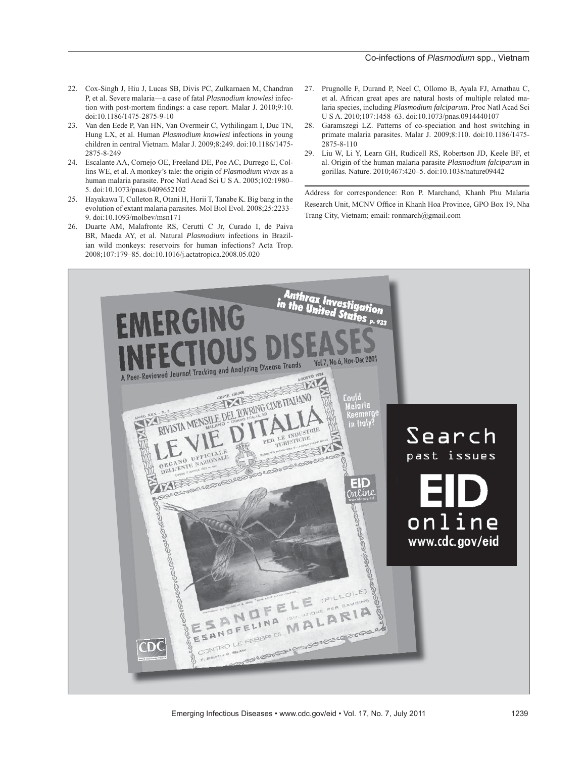22. Cox-Singh J, Hiu J, Lucas SB, Divis PC, Zulkarnaen M, Chandran P, et al. Severe malaria—a case of fatal *Plasmodium knowlesi* infection with post-mortem findings: a case report. Malar J. 2010;9:10. doi:10.1186/1475-2875-9-10
23. Van den Eede P, Van HN, Van Overmeir C, Vythilingam I, Duc TN, Hung LX, et al. Human *Plasmodium knowlesi* infections in young children in central Vietnam. Malar J. 2009;8:249. doi:10.1186/1475-2875-8-249
24. Escalante AA, Cornejo OE, Freeland DE, Poe AC, Durrego E, Collins WE, et al. A monkey's tale: the origin of *Plasmodium vivax* as a human malaria parasite. Proc Natl Acad Sci U S A. 2005;102:1980–5. doi:10.1073/pnas.0409652102
25. Hayakawa T, Culleton R, Otani H, Horii T, Tanabe K. Big bang in the evolution of extant malaria parasites. Mol Biol Evol. 2008;25:2233–9. doi:10.1093/molbev/msn171
26. Duarte AM, Malafronte RS, Cerutti C Jr, Curado I, de Paiva BR, Maeda AY, et al. Natural *Plasmodium* infections in Brazilian wild monkeys: reservoirs for human infections? Acta Trop. 2008;107:179–85. doi:10.1016/j.actatropica.2008.05.020
27. Prugnolle F, Durand P, Neel C, Ollomo B, Ayala FJ, Arnathau C, et al. African great apes are natural hosts of multiple related malaria species, including *Plasmodium falciparum*. Proc Natl Acad Sci U S A. 2010;107:1458–63. doi:10.1073/pnas.0914440107
28. Garamszegi LZ. Patterns of co-speciation and host switching in primate malaria parasites. Malar J. 2009;8:110. doi:10.1186/1475-2875-8-110
29. Liu W, Li Y, Learn GH, Rudicell RS, Robertson JD, Keele BF, et al. Origin of the human malaria parasite *Plasmodium falciparum* in gorillas. Nature. 2010;467:420–5. doi:10.1038/nature09442

Address for correspondence: Ron P. Marchand, Khanh Phu Malaria Research Unit, MCNV Office in Khanh Hoa Province, GPO Box 19, Nha Trang City, Vietnam; email: ronmarch@gmail.com